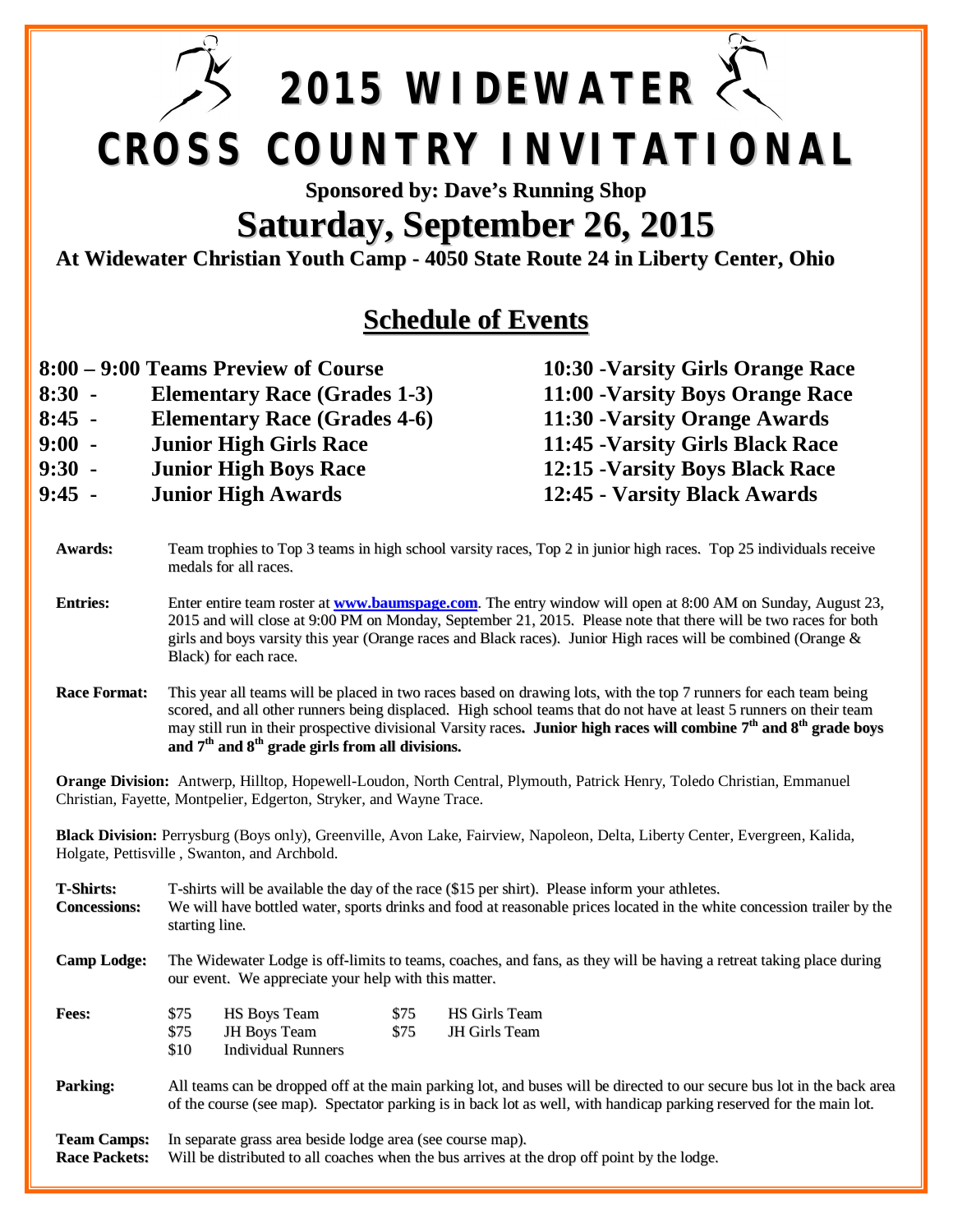# 2015 WIDEWATER CROSS COUNTRY INVITATIONAL

**Sponsored by: Dave's Running Shop**

## Saturday, September 26, 2015

**At Widewater Christian Youth Camp - 4050 State Route 24 in Liberty Center, Ohio**

## Schedule of Events

**8:00 – 9:00 Teams Preview of Course**
**8:30 - Elementary Race (Grades 1-3)**
**8:45 - Elementary Race (Grades 4-6)**
**9:00 - Junior High Girls Race**
**9:30 - Junior High Boys Race**
**9:45 - Junior High Awards**

**10:30 -Varsity Girls Orange Race**
**11:00 -Varsity Boys Orange Race**
**11:30 -Varsity Orange Awards**
**11:45 -Varsity Girls Black Race**
**12:15 -Varsity Boys Black Race**
**12:45 - Varsity Black Awards**

**Awards:** Team trophies to Top 3 teams in high school varsity races, Top 2 in junior high races. Top 25 individuals receive medals for all races.

**Entries:** Enter entire team roster at [www.baumspage.com](http://www.baumspage.com). The entry window will open at 8:00 AM on Sunday, August 23, 2015 and will close at 9:00 PM on Monday, September 21, 2015. Please note that there will be two races for both girls and boys varsity this year (Orange races and Black races). Junior High races will be combined (Orange & Black) for each race.

**Race Format:** This year all teams will be placed in two races based on drawing lots, with the top 7 runners for each team being scored, and all other runners being displaced. High school teams that do not have at least 5 runners on their team may still run in their prospective divisional Varsity races. **Junior high races will combine 7th and 8th grade boys and 7th and 8th grade girls from all divisions.**

**Orange Division:** Antwerp, Hilltop, Hopewell-Loudon, North Central, Plymouth, Patrick Henry, Toledo Christian, Emmanuel Christian, Fayette, Montpelier, Edgerton, Stryker, and Wayne Trace.

**Black Division:** Perrysburg (Boys only), Greenville, Avon Lake, Fairview, Napoleon, Delta, Liberty Center, Evergreen, Kalida, Holgate, Pettisville , Swanton, and Archbold.

**T-Shirts:** T-shirts will be available the day of the race ($15 per shirt). Please inform your athletes.

**Concessions:** We will have bottled water, sports drinks and food at reasonable prices located in the white concession trailer by the starting line.

**Camp Lodge:** The Widewater Lodge is off-limits to teams, coaches, and fans, as they will be having a retreat taking place during our event. We appreciate your help with this matter.

**Fees:**

| | | | |
|---|---|---|---|
| $75 | HS Boys Team | $75 | HS Girls Team |
| $75 | JH Boys Team | $75 | JH Girls Team |
| $10 | Individual Runners | | |

**Parking:** All teams can be dropped off at the main parking lot, and buses will be directed to our secure bus lot in the back area of the course (see map). Spectator parking is in back lot as well, with handicap parking reserved for the main lot.

**Team Camps:** In separate grass area beside lodge area (see course map).

**Race Packets:** Will be distributed to all coaches when the bus arrives at the drop off point by the lodge.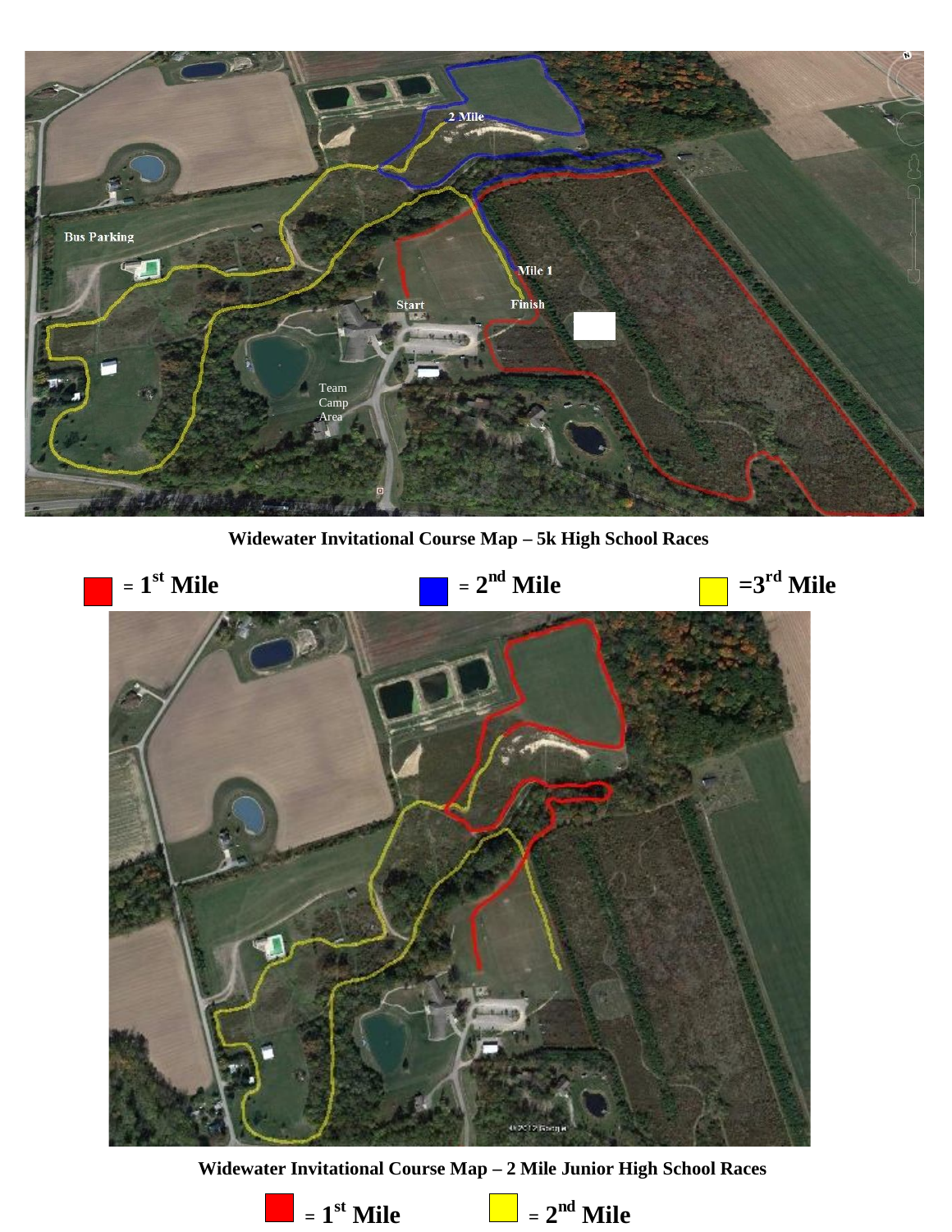Bus Parking

2 Mile

Mile 1

Start

Finish

Team Camp Area

**Widewater Invitational Course Map – 5k High School Races**

= 1st Mile    = 2nd Mile    =3rd Mile

**Widewater Invitational Course Map – 2 Mile Junior High School Races**

= 1st Mile    = 2nd Mile